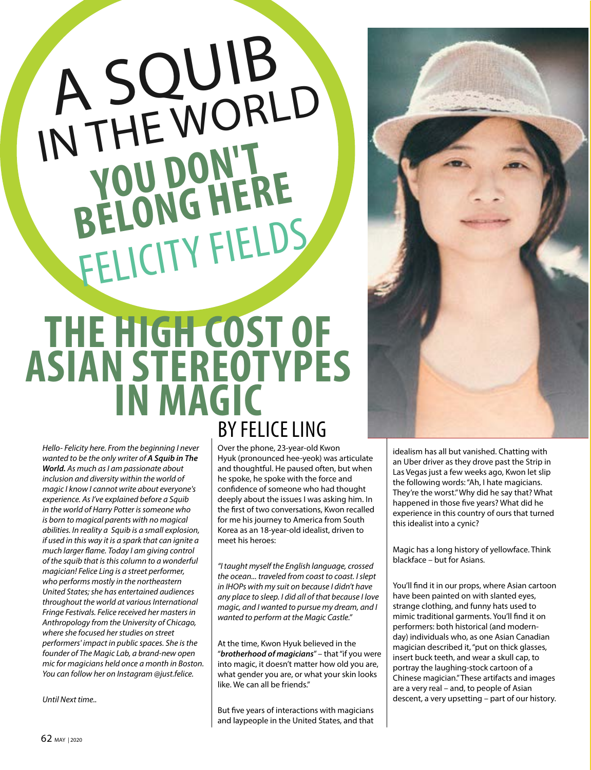# A SQUIB IN THE WORLD

## YOU DON'T BELONG HERE

FELICITY FIELDS

# THE HIGH COST OF ASIAN STEREOTYPES IN MAGIC

## BY FELICE LING

*Hello- Felicity here. From the beginning I never wanted to be the only writer of **A Squib in The World.** As much as I am passionate about inclusion and diversity within the world of magic I know I cannot write about everyone's experience. As I've explained before a Squib in the world of Harry Potter is someone who is born to magical parents with no magical abilities. In reality a Squib is a small explosion, if used in this way it is a spark that can ignite a much larger flame. Today I am giving control of the squib that is this column to a wonderful magician! Felice Ling is a street performer, who performs mostly in the northeastern United States; she has entertained audiences throughout the world at various International Fringe Festivals. Felice received her masters in Anthropology from the University of Chicago, where she focused her studies on street performers' impact in public spaces. She is the founder of The Magic Lab, a brand-new open mic for magicians held once a month in Boston. You can follow her on Instagram @just.felice.*

*Until Next time..*

Over the phone, 23-year-old Kwon Hyuk (pronounced hee-yeok) was articulate and thoughtful. He paused often, but when he spoke, he spoke with the force and confidence of someone who had thought deeply about the issues I was asking him. In the first of two conversations, Kwon recalled for me his journey to America from South Korea as an 18-year-old idealist, driven to meet his heroes:

*"I taught myself the English language, crossed the ocean... traveled from coast to coast. I slept in IHOPs with my suit on because I didn't have any place to sleep. I did all of that because I love magic, and I wanted to pursue my dream, and I wanted to perform at the Magic Castle."*

At the time, Kwon Hyuk believed in the "***brotherhood of magicians***" – that "if you were into magic, it doesn't matter how old you are, what gender you are, or what your skin looks like. We can all be friends."

But five years of interactions with magicians and laypeople in the United States, and that idealism has all but vanished. Chatting with an Uber driver as they drove past the Strip in Las Vegas just a few weeks ago, Kwon let slip the following words: "Ah, I hate magicians. They're the worst." Why did he say that? What happened in those five years? What did he experience in this country of ours that turned this idealist into a cynic?

Magic has a long history of yellowface. Think blackface – but for Asians.

You'll find it in our props, where Asian cartoon have been painted on with slanted eyes, strange clothing, and funny hats used to mimic traditional garments. You'll find it on performers: both historical (and modern-day) individuals who, as one Asian Canadian magician described it, "put on thick glasses, insert buck teeth, and wear a skull cap, to portray the laughing-stock cartoon of a Chinese magician." These artifacts and images are a very real – and, to people of Asian descent, a very upsetting – part of our history.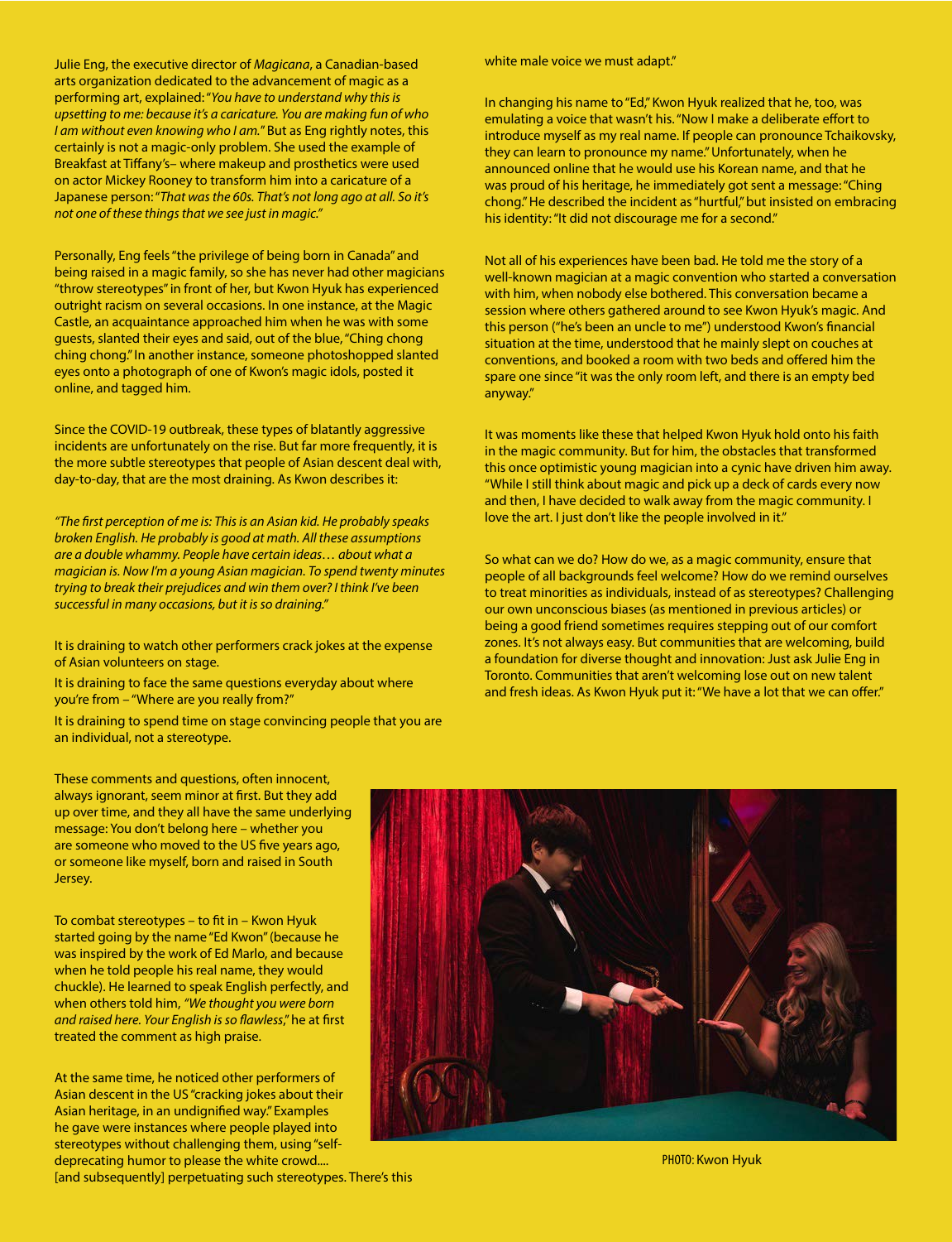Julie Eng, the executive director of *Magicana*, a Canadian-based arts organization dedicated to the advancement of magic as a performing art, explained: "*You have to understand why this is upsetting to me: because it's a caricature. You are making fun of who I am without even knowing who I am.*" But as Eng rightly notes, this certainly is not a magic-only problem. She used the example of Breakfast at Tiffany's– where makeup and prosthetics were used on actor Mickey Rooney to transform him into a caricature of a Japanese person: "*That was the 60s. That's not long ago at all. So it's not one of these things that we see just in magic.*"

Personally, Eng feels "the privilege of being born in Canada" and being raised in a magic family, so she has never had other magicians "throw stereotypes" in front of her, but Kwon Hyuk has experienced outright racism on several occasions. In one instance, at the Magic Castle, an acquaintance approached him when he was with some guests, slanted their eyes and said, out of the blue, "Ching chong ching chong." In another instance, someone photoshopped slanted eyes onto a photograph of one of Kwon's magic idols, posted it online, and tagged him.

Since the COVID-19 outbreak, these types of blatantly aggressive incidents are unfortunately on the rise. But far more frequently, it is the more subtle stereotypes that people of Asian descent deal with, day-to-day, that are the most draining. As Kwon describes it:

*"The first perception of me is: This is an Asian kid. He probably speaks broken English. He probably is good at math. All these assumptions are a double whammy. People have certain ideas… about what a magician is. Now I'm a young Asian magician. To spend twenty minutes trying to break their prejudices and win them over? I think I've been successful in many occasions, but it is so draining."*

It is draining to watch other performers crack jokes at the expense of Asian volunteers on stage.

It is draining to face the same questions everyday about where you're from – "Where are you really from?"

It is draining to spend time on stage convincing people that you are an individual, not a stereotype.

These comments and questions, often innocent, always ignorant, seem minor at first. But they add up over time, and they all have the same underlying message: You don't belong here – whether you are someone who moved to the US five years ago, or someone like myself, born and raised in South Jersey.

To combat stereotypes – to fit in – Kwon Hyuk started going by the name "Ed Kwon" (because he was inspired by the work of Ed Marlo, and because when he told people his real name, they would chuckle). He learned to speak English perfectly, and when others told him, *"We thought you were born and raised here. Your English is so flawless,"* he at first treated the comment as high praise.

At the same time, he noticed other performers of Asian descent in the US "cracking jokes about their Asian heritage, in an undignified way." Examples he gave were instances where people played into stereotypes without challenging them, using "self-deprecating humor to please the white crowd.... [and subsequently] perpetuating such stereotypes. There's this white male voice we must adapt."

In changing his name to "Ed," Kwon Hyuk realized that he, too, was emulating a voice that wasn't his. "Now I make a deliberate effort to introduce myself as my real name. If people can pronounce Tchaikovsky, they can learn to pronounce my name." Unfortunately, when he announced online that he would use his Korean name, and that he was proud of his heritage, he immediately got sent a message: "Ching chong." He described the incident as "hurtful," but insisted on embracing his identity: "It did not discourage me for a second."

Not all of his experiences have been bad. He told me the story of a well-known magician at a magic convention who started a conversation with him, when nobody else bothered. This conversation became a session where others gathered around to see Kwon Hyuk's magic. And this person ("he's been an uncle to me") understood Kwon's financial situation at the time, understood that he mainly slept on couches at conventions, and booked a room with two beds and offered him the spare one since "it was the only room left, and there is an empty bed anyway."

It was moments like these that helped Kwon Hyuk hold onto his faith in the magic community. But for him, the obstacles that transformed this once optimistic young magician into a cynic have driven him away. "While I still think about magic and pick up a deck of cards every now and then, I have decided to walk away from the magic community. I love the art. I just don't like the people involved in it."

So what can we do? How do we, as a magic community, ensure that people of all backgrounds feel welcome? How do we remind ourselves to treat minorities as individuals, instead of as stereotypes? Challenging our own unconscious biases (as mentioned in previous articles) or being a good friend sometimes requires stepping out of our comfort zones. It's not always easy. But communities that are welcoming, build a foundation for diverse thought and innovation: Just ask Julie Eng in Toronto. Communities that aren't welcoming lose out on new talent and fresh ideas. As Kwon Hyuk put it: "We have a lot that we can offer."

PHOTO: Kwon Hyuk